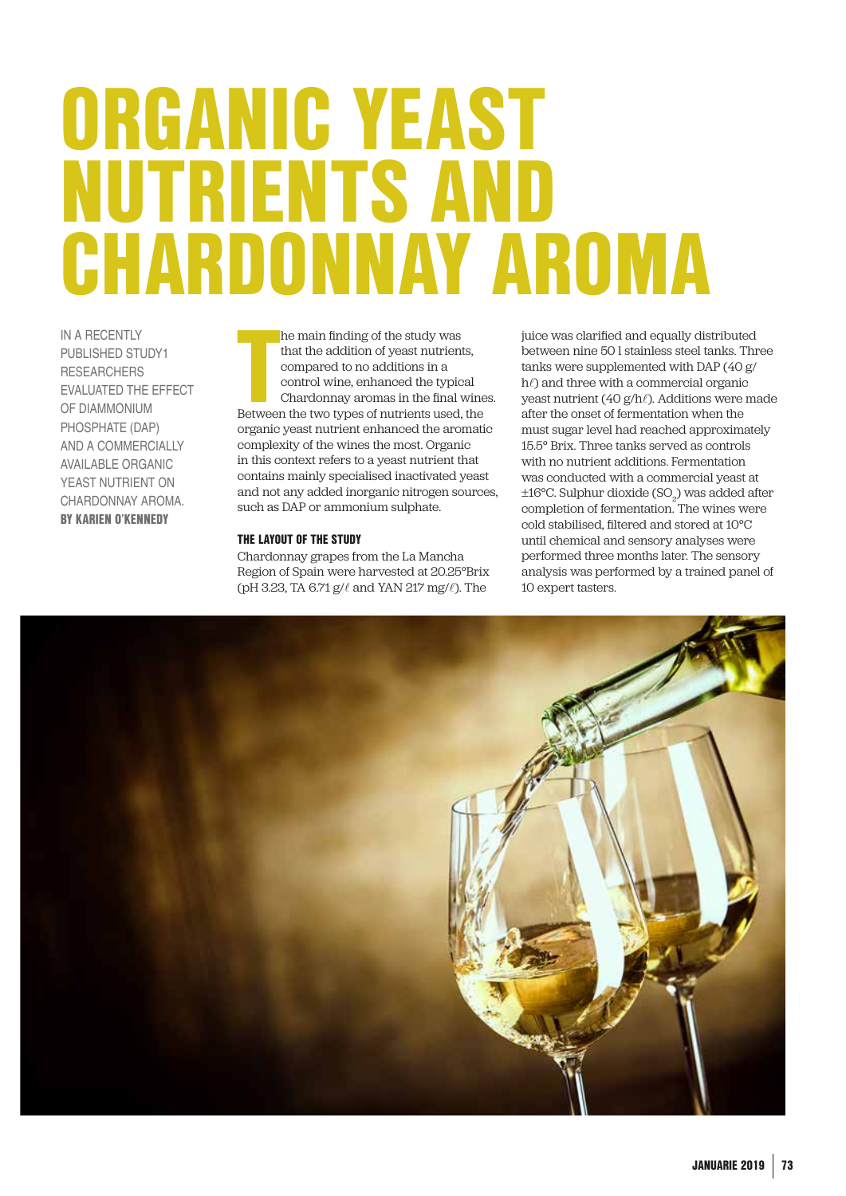# ORGANIC YEAST NUTRIENTS AND CHARDONNAY AROMA

IN A RECENTLY PUBLISHED STUDY1 RESEARCHERS EVALUATED THE EFFECT OF DIAMMONIUM PHOSPHATE (DAP) AND A COMMERCIALLY AVAILABLE ORGANIC YEAST NUTRIENT ON CHARDONNAY AROMA.

**BY KARIEN O'KENNEDY**

The main finding of the study was that the addition of yeast nutrients, compared to no additions in a control wine, enhanced the typical Chardonnay aromas in the final wines. Between the two types of nutrients used, the organic yeast nutrient enhanced the aromatic complexity of the wines the most. Organic in this context refers to a yeast nutrient that contains mainly specialised inactivated yeast and not any added inorganic nitrogen sources, such as DAP or ammonium sulphate.

### THE LAYOUT OF THE STUDY

Chardonnay grapes from the La Mancha Region of Spain were harvested at 20.25°Brix (pH 3.23, TA 6.71 g/ℓ and YAN 217 mg/ℓ). The juice was clarified and equally distributed between nine 50 l stainless steel tanks. Three tanks were supplemented with DAP (40 g/hℓ) and three with a commercial organic yeast nutrient (40 g/hℓ). Additions were made after the onset of fermentation when the must sugar level had reached approximately 15.5° Brix. Three tanks served as controls with no nutrient additions. Fermentation was conducted with a commercial yeast at ±16°C. Sulphur dioxide ($SO_2$) was added after completion of fermentation. The wines were cold stabilised, filtered and stored at 10°C until chemical and sensory analyses were performed three months later. The sensory analysis was performed by a trained panel of 10 expert tasters.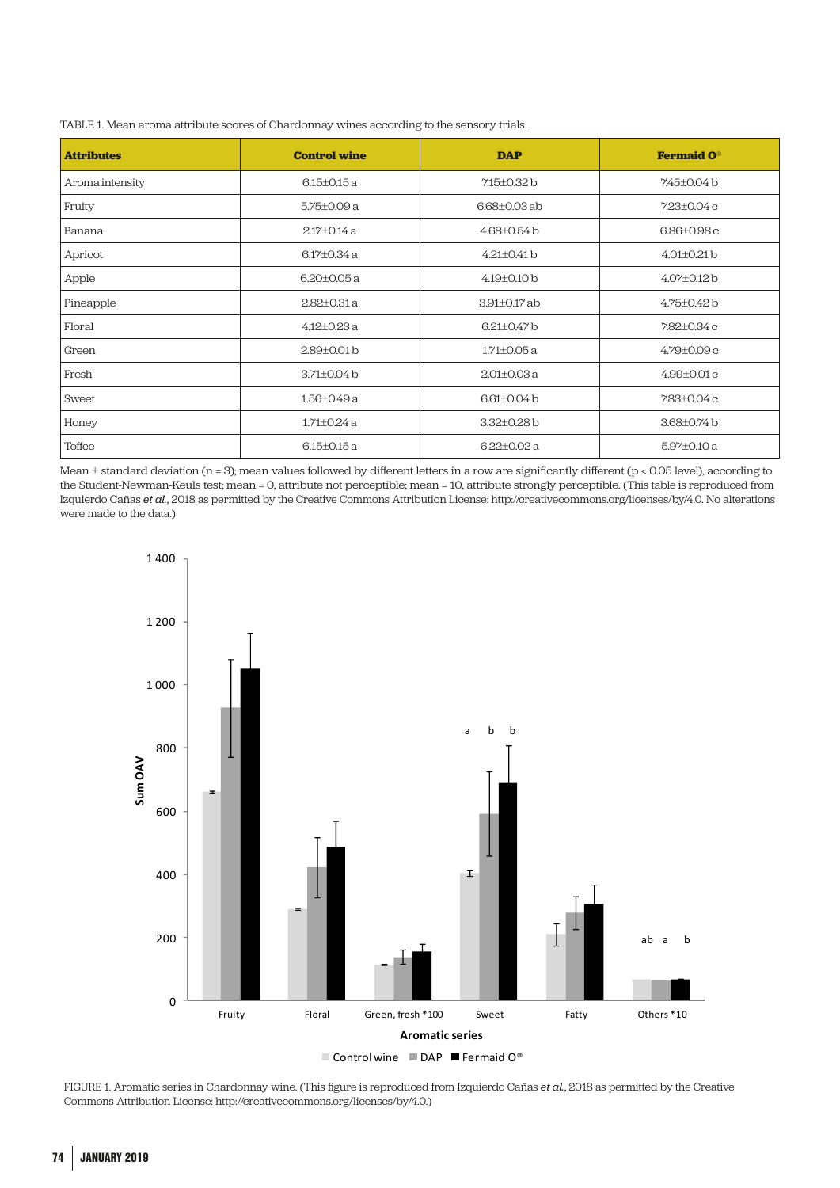TABLE 1. Mean aroma attribute scores of Chardonnay wines according to the sensory trials.

| Attributes | Control wine | DAP | Fermaid O® |
|---|---|---|---|
| Aroma intensity | 6.15±0.15 a | 7.15±0.32 b | 7.45±0.04 b |
| Fruity | 5.75±0.09 a | 6.68±0.03 ab | 7.23±0.04 c |
| Banana | 2.17±0.14 a | 4.68±0.54 b | 6.86±0.98 c |
| Apricot | 6.17±0.34 a | 4.21±0.41 b | 4.01±0.21 b |
| Apple | 6.20±0.05 a | 4.19±0.10 b | 4.07±0.12 b |
| Pineapple | 2.82±0.31 a | 3.91±0.17 ab | 4.75±0.42 b |
| Floral | 4.12±0.23 a | 6.21±0.47 b | 7.82±0.34 c |
| Green | 2.89±0.01 b | 1.71±0.05 a | 4.79±0.09 c |
| Fresh | 3.71±0.04 b | 2.01±0.03 a | 4.99±0.01 c |
| Sweet | 1.56±0.49 a | 6.61±0.04 b | 7.83±0.04 c |
| Honey | 1.71±0.24 a | 3.32±0.28 b | 3.68±0.74 b |
| Toffee | 6.15±0.15 a | 6.22±0.02 a | 5.97±0.10 a |

Mean ± standard deviation (n = 3); mean values followed by different letters in a row are significantly different ($p < 0.05$ level), according to the Student-Newman-Keuls test; mean = 0, attribute not perceptible; mean = 10, attribute strongly perceptible. (This table is reproduced from Izquierdo Cañas *et al.*, 2018 as permitted by the Creative Commons Attribution License: http://creativecommons.org/licenses/by/4.0. No alterations were made to the data.)

FIGURE 1. Aromatic series in Chardonnay wine. (This figure is reproduced from Izquierdo Cañas *et al.*, 2018 as permitted by the Creative Commons Attribution License: http://creativecommons.org/licenses/by/4.0.)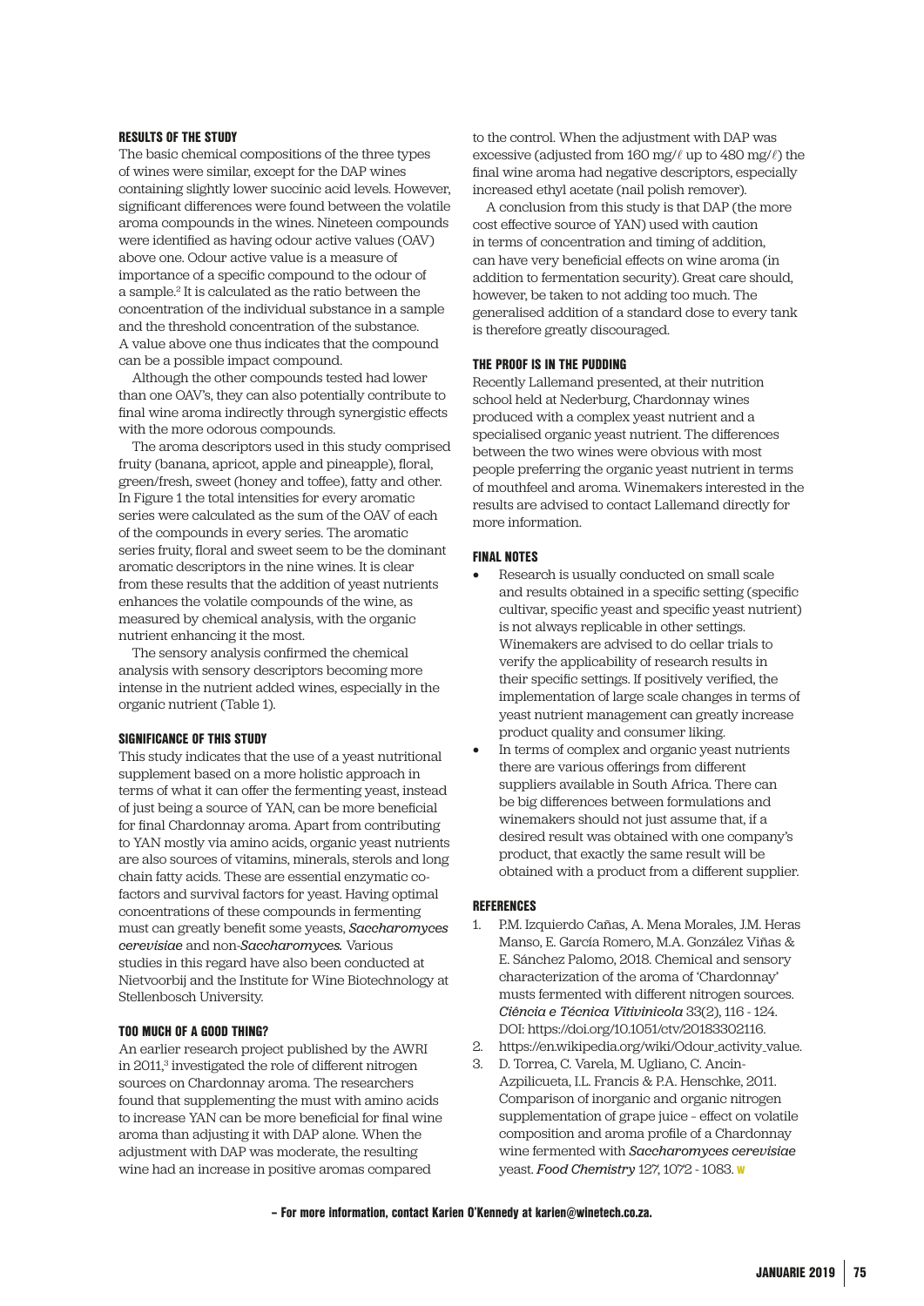### RESULTS OF THE STUDY

The basic chemical compositions of the three types of wines were similar, except for the DAP wines containing slightly lower succinic acid levels. However, significant differences were found between the volatile aroma compounds in the wines. Nineteen compounds were identified as having odour active values (OAV) above one. Odour active value is a measure of importance of a specific compound to the odour of a sample.[2] It is calculated as the ratio between the concentration of the individual substance in a sample and the threshold concentration of the substance. A value above one thus indicates that the compound can be a possible impact compound.

Although the other compounds tested had lower than one OAV's, they can also potentially contribute to final wine aroma indirectly through synergistic effects with the more odorous compounds.

The aroma descriptors used in this study comprised fruity (banana, apricot, apple and pineapple), floral, green/fresh, sweet (honey and toffee), fatty and other. In Figure 1 the total intensities for every aromatic series were calculated as the sum of the OAV of each of the compounds in every series. The aromatic series fruity, floral and sweet seem to be the dominant aromatic descriptors in the nine wines. It is clear from these results that the addition of yeast nutrients enhances the volatile compounds of the wine, as measured by chemical analysis, with the organic nutrient enhancing it the most.

The sensory analysis confirmed the chemical analysis with sensory descriptors becoming more intense in the nutrient added wines, especially in the organic nutrient (Table 1).

### SIGNIFICANCE OF THIS STUDY

This study indicates that the use of a yeast nutritional supplement based on a more holistic approach in terms of what it can offer the fermenting yeast, instead of just being a source of YAN, can be more beneficial for final Chardonnay aroma. Apart from contributing to YAN mostly via amino acids, organic yeast nutrients are also sources of vitamins, minerals, sterols and long chain fatty acids. These are essential enzymatic co-factors and survival factors for yeast. Having optimal concentrations of these compounds in fermenting must can greatly benefit some yeasts, *Saccharomyces cerevisiae* and non-*Saccharomyces.* Various studies in this regard have also been conducted at Nietvoorbij and the Institute for Wine Biotechnology at Stellenbosch University.

### TOO MUCH OF A GOOD THING?

An earlier research project published by the AWRI in 2011,[3] investigated the role of different nitrogen sources on Chardonnay aroma. The researchers found that supplementing the must with amino acids to increase YAN can be more beneficial for final wine aroma than adjusting it with DAP alone. When the adjustment with DAP was moderate, the resulting wine had an increase in positive aromas compared to the control. When the adjustment with DAP was excessive (adjusted from 160 mg/ℓ up to 480 mg/ℓ) the final wine aroma had negative descriptors, especially increased ethyl acetate (nail polish remover).

A conclusion from this study is that DAP (the more cost effective source of YAN) used with caution in terms of concentration and timing of addition, can have very beneficial effects on wine aroma (in addition to fermentation security). Great care should, however, be taken to not adding too much. The generalised addition of a standard dose to every tank is therefore greatly discouraged.

### THE PROOF IS IN THE PUDDING

Recently Lallemand presented, at their nutrition school held at Nederburg, Chardonnay wines produced with a complex yeast nutrient and a specialised organic yeast nutrient. The differences between the two wines were obvious with most people preferring the organic yeast nutrient in terms of mouthfeel and aroma. Winemakers interested in the results are advised to contact Lallemand directly for more information.

### FINAL NOTES

- Research is usually conducted on small scale and results obtained in a specific setting (specific cultivar, specific yeast and specific yeast nutrient) is not always replicable in other settings. Winemakers are advised to do cellar trials to verify the applicability of research results in their specific settings. If positively verified, the implementation of large scale changes in terms of yeast nutrient management can greatly increase product quality and consumer liking.
- In terms of complex and organic yeast nutrients there are various offerings from different suppliers available in South Africa. There can be big differences between formulations and winemakers should not just assume that, if a desired result was obtained with one company's product, that exactly the same result will be obtained with a product from a different supplier.

### REFERENCES

1. P.M. Izquierdo Cañas, A. Mena Morales, J.M. Heras Manso, E. García Romero, M.A. González Viñas & E. Sánchez Palomo, 2018. Chemical and sensory characterization of the aroma of 'Chardonnay' musts fermented with different nitrogen sources. *Ciência e Técnica Vitivinícola* 33(2), 116 - 124. DOI: https://doi.org/10.1051/ctv/20183302116.
2. https://en.wikipedia.org/wiki/Odour_activity_value.
3. D. Torrea, C. Varela, M. Ugliano, C. Ancin-Azpilicueta, I.L. Francis & P.A. Henschke, 2011. Comparison of inorganic and organic nitrogen supplementation of grape juice – effect on volatile composition and aroma profile of a Chardonnay wine fermented with *Saccharomyces cerevisiae* yeast. *Food Chemistry* 127, 1072 - 1083.

**– For more information, contact Karien O'Kennedy at karien@winetech.co.za.**